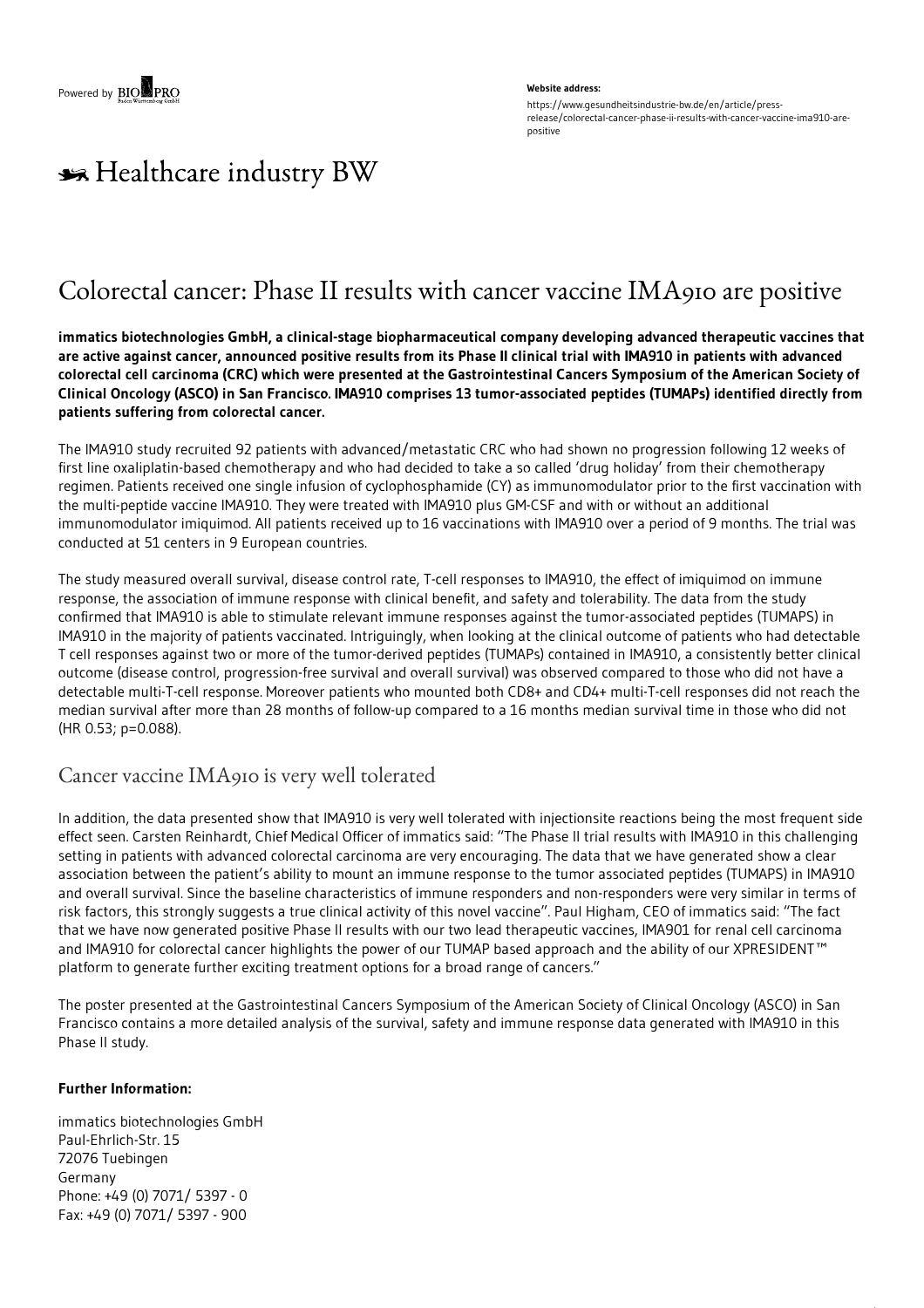Website address:

https://www.gesundheitsindustrie-bw.de/en/article/press-release/colorectal-cancer-phase-ii-results-with-cancer-vaccine-ima910-are-positive

Healthcare industry BW

# Colorectal cancer: Phase II results with cancer vaccine IMA910 are positive

**immatics biotechnologies GmbH, a clinical-stage biopharmaceutical company developing advanced therapeutic vaccines that are active against cancer, announced positive results from its Phase II clinical trial with IMA910 in patients with advanced colorectal cell carcinoma (CRC) which were presented at the Gastrointestinal Cancers Symposium of the American Society of Clinical Oncology (ASCO) in San Francisco. IMA910 comprises 13 tumor-associated peptides (TUMAPs) identified directly from patients suffering from colorectal cancer.**

The IMA910 study recruited 92 patients with advanced/metastatic CRC who had shown no progression following 12 weeks of first line oxaliplatin-based chemotherapy and who had decided to take a so called 'drug holiday' from their chemotherapy regimen. Patients received one single infusion of cyclophosphamide (CY) as immunomodulator prior to the first vaccination with the multi-peptide vaccine IMA910. They were treated with IMA910 plus GM-CSF and with or without an additional immunomodulator imiquimod. All patients received up to 16 vaccinations with IMA910 over a period of 9 months. The trial was conducted at 51 centers in 9 European countries.

The study measured overall survival, disease control rate, T-cell responses to IMA910, the effect of imiquimod on immune response, the association of immune response with clinical benefit, and safety and tolerability. The data from the study confirmed that IMA910 is able to stimulate relevant immune responses against the tumor-associated peptides (TUMAPS) in IMA910 in the majority of patients vaccinated. Intriguingly, when looking at the clinical outcome of patients who had detectable T cell responses against two or more of the tumor-derived peptides (TUMAPs) contained in IMA910, a consistently better clinical outcome (disease control, progression-free survival and overall survival) was observed compared to those who did not have a detectable multi-T-cell response. Moreover patients who mounted both CD8+ and CD4+ multi-T-cell responses did not reach the median survival after more than 28 months of follow-up compared to a 16 months median survival time in those who did not (HR 0.53; $p=0.088$).

## Cancer vaccine IMA910 is very well tolerated

In addition, the data presented show that IMA910 is very well tolerated with injectionsite reactions being the most frequent side effect seen. Carsten Reinhardt, Chief Medical Officer of immatics said: "The Phase II trial results with IMA910 in this challenging setting in patients with advanced colorectal carcinoma are very encouraging. The data that we have generated show a clear association between the patient's ability to mount an immune response to the tumor associated peptides (TUMAPS) in IMA910 and overall survival. Since the baseline characteristics of immune responders and non-responders were very similar in terms of risk factors, this strongly suggests a true clinical activity of this novel vaccine". Paul Higham, CEO of immatics said: "The fact that we have now generated positive Phase II results with our two lead therapeutic vaccines, IMA901 for renal cell carcinoma and IMA910 for colorectal cancer highlights the power of our TUMAP based approach and the ability of our XPRESIDENT™ platform to generate further exciting treatment options for a broad range of cancers."

The poster presented at the Gastrointestinal Cancers Symposium of the American Society of Clinical Oncology (ASCO) in San Francisco contains a more detailed analysis of the survival, safety and immune response data generated with IMA910 in this Phase II study.

**Further Information:**

immatics biotechnologies GmbH
Paul-Ehrlich-Str. 15
72076 Tuebingen
Germany
Phone: +49 (0) 7071/ 5397 - 0
Fax: +49 (0) 7071/ 5397 - 900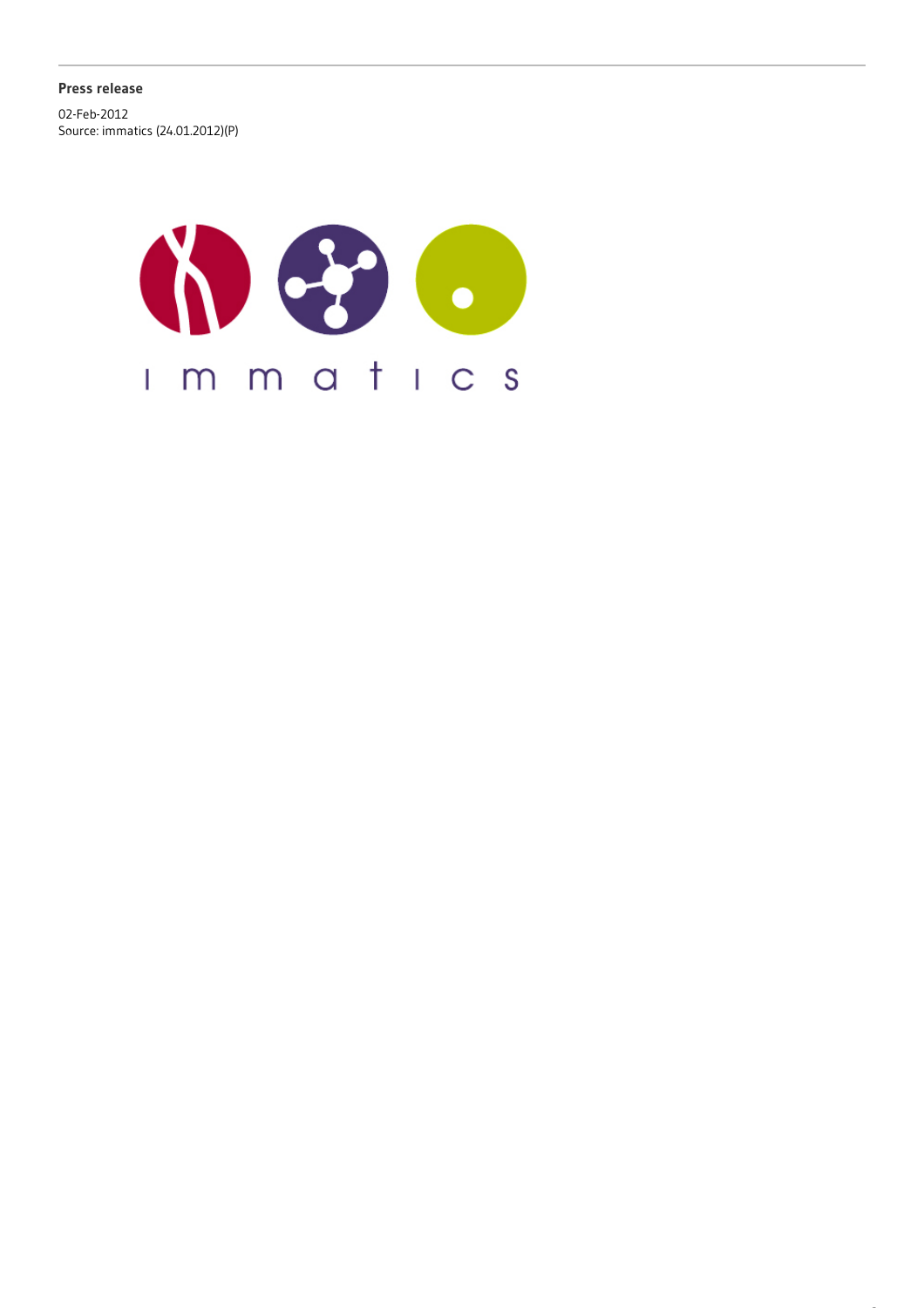**Press release**

02-Feb-2012
Source: immatics (24.01.2012)(P)